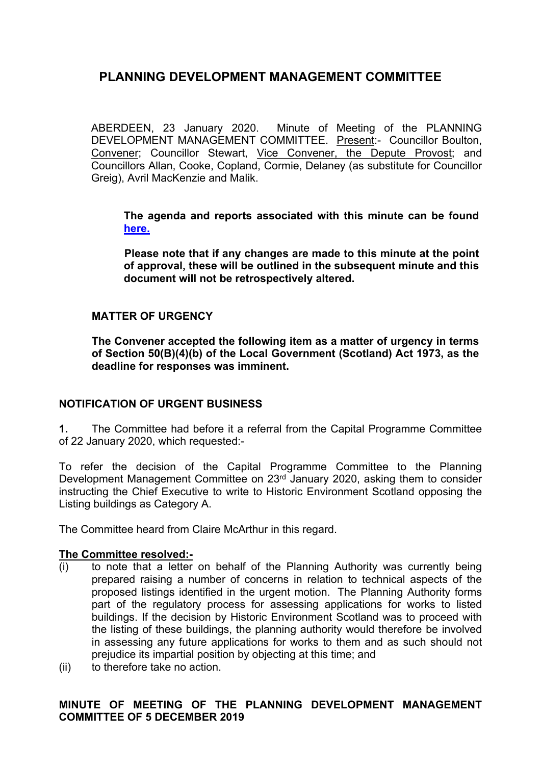# PLANNING DEVELOPMENT MANAGEMENT COMMITTEE

ABERDEEN, 23 January 2020. Minute of Meeting of the PLANNING DEVELOPMENT MANAGEMENT COMMITTEE. Present:- Councillor Boulton, Convener; Councillor Stewart, Vice Convener, the Depute Provost; and Councillors Allan, Cooke, Copland, Cormie, Delaney (as substitute for Councillor Greig), Avril MacKenzie and Malik.

**The agenda and reports associated with this minute can be found [here.](here.)**

**Please note that if any changes are made to this minute at the point of approval, these will be outlined in the subsequent minute and this document will not be retrospectively altered.**

**MATTER OF URGENCY**

**The Convener accepted the following item as a matter of urgency in terms of Section 50(B)(4)(b) of the Local Government (Scotland) Act 1973, as the deadline for responses was imminent.**

## NOTIFICATION OF URGENT BUSINESS

**1.** The Committee had before it a referral from the Capital Programme Committee of 22 January 2020, which requested:-

To refer the decision of the Capital Programme Committee to the Planning Development Management Committee on 23rd January 2020, asking them to consider instructing the Chief Executive to write to Historic Environment Scotland opposing the Listing buildings as Category A.

The Committee heard from Claire McArthur in this regard.

**The Committee resolved:-**

(i) to note that a letter on behalf of the Planning Authority was currently being prepared raising a number of concerns in relation to technical aspects of the proposed listings identified in the urgent motion. The Planning Authority forms part of the regulatory process for assessing applications for works to listed buildings. If the decision by Historic Environment Scotland was to proceed with the listing of these buildings, the planning authority would therefore be involved in assessing any future applications for works to them and as such should not prejudice its impartial position by objecting at this time; and

(ii) to therefore take no action.

## MINUTE OF MEETING OF THE PLANNING DEVELOPMENT MANAGEMENT COMMITTEE OF 5 DECEMBER 2019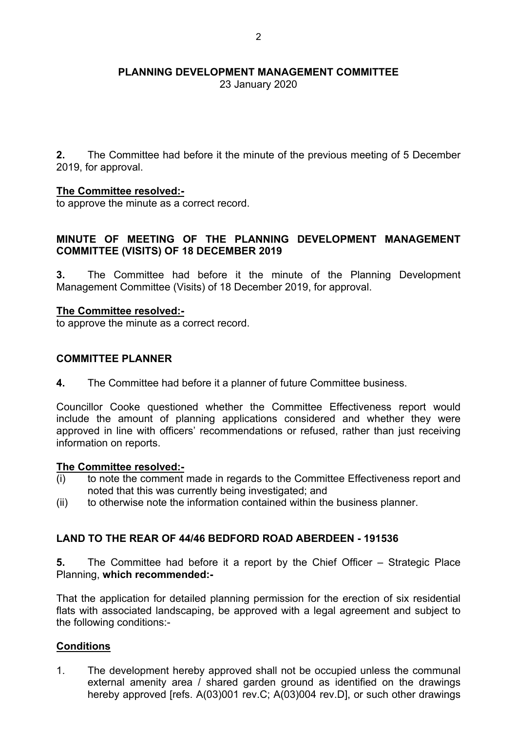**PLANNING DEVELOPMENT MANAGEMENT COMMITTEE**
23 January 2020

**2.** The Committee had before it the minute of the previous meeting of 5 December 2019, for approval.

**The Committee resolved:-**
to approve the minute as a correct record.

## MINUTE OF MEETING OF THE PLANNING DEVELOPMENT MANAGEMENT COMMITTEE (VISITS) OF 18 DECEMBER 2019

**3.** The Committee had before it the minute of the Planning Development Management Committee (Visits) of 18 December 2019, for approval.

**The Committee resolved:-**
to approve the minute as a correct record.

## COMMITTEE PLANNER

**4.** The Committee had before it a planner of future Committee business.

Councillor Cooke questioned whether the Committee Effectiveness report would include the amount of planning applications considered and whether they were approved in line with officers' recommendations or refused, rather than just receiving information on reports.

**The Committee resolved:-**
(i) to note the comment made in regards to the Committee Effectiveness report and noted that this was currently being investigated; and
(ii) to otherwise note the information contained within the business planner.

## LAND TO THE REAR OF 44/46 BEDFORD ROAD ABERDEEN - 191536

**5.** The Committee had before it a report by the Chief Officer – Strategic Place Planning, **which recommended:-**

That the application for detailed planning permission for the erection of six residential flats with associated landscaping, be approved with a legal agreement and subject to the following conditions:-

**Conditions**

1. The development hereby approved shall not be occupied unless the communal external amenity area / shared garden ground as identified on the drawings hereby approved [refs. A(03)001 rev.C; A(03)004 rev.D], or such other drawings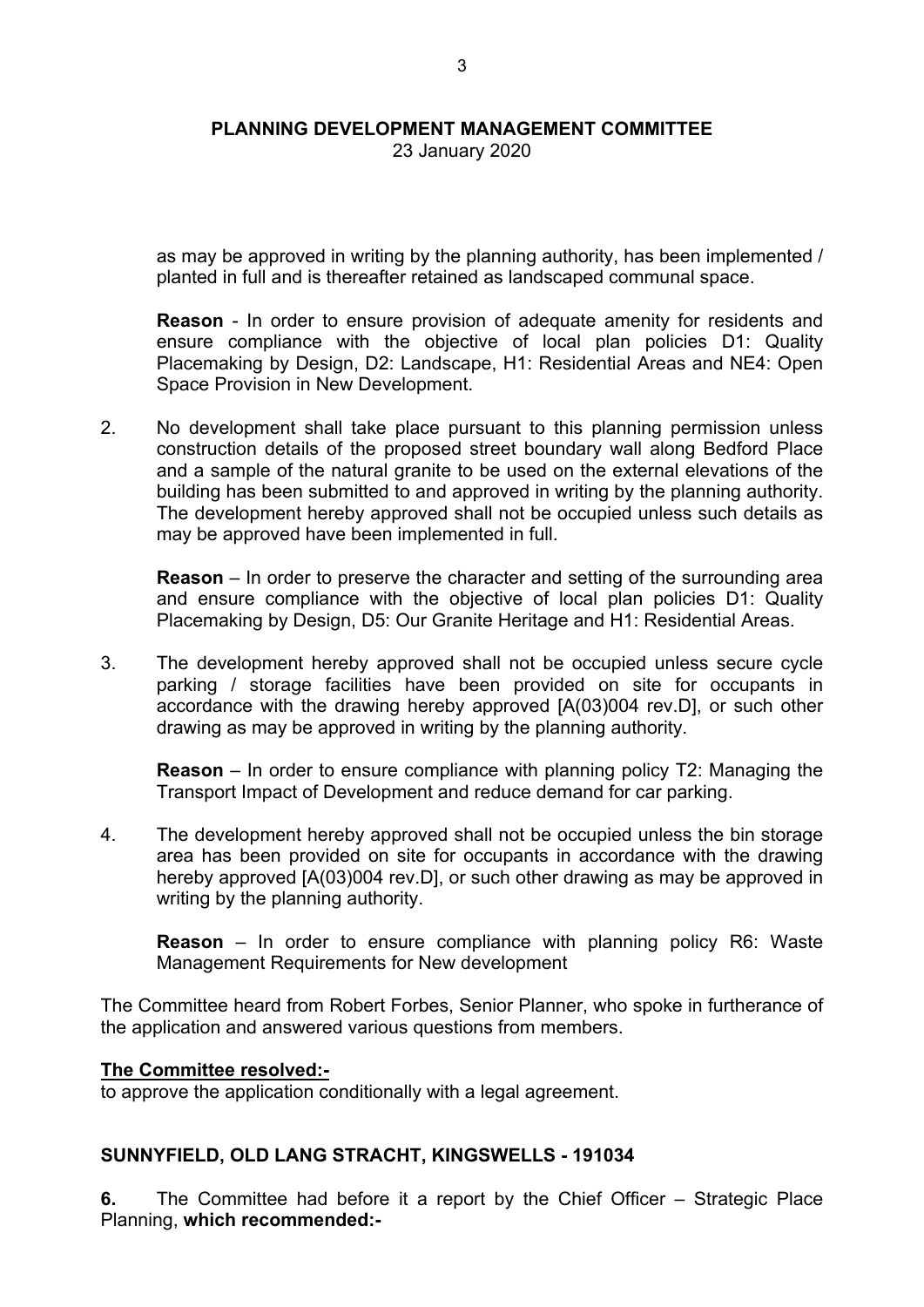as may be approved in writing by the planning authority, has been implemented / planted in full and is thereafter retained as landscaped communal space.

**Reason** - In order to ensure provision of adequate amenity for residents and ensure compliance with the objective of local plan policies D1: Quality Placemaking by Design, D2: Landscape, H1: Residential Areas and NE4: Open Space Provision in New Development.

2. No development shall take place pursuant to this planning permission unless construction details of the proposed street boundary wall along Bedford Place and a sample of the natural granite to be used on the external elevations of the building has been submitted to and approved in writing by the planning authority. The development hereby approved shall not be occupied unless such details as may be approved have been implemented in full.

   **Reason** – In order to preserve the character and setting of the surrounding area and ensure compliance with the objective of local plan policies D1: Quality Placemaking by Design, D5: Our Granite Heritage and H1: Residential Areas.

3. The development hereby approved shall not be occupied unless secure cycle parking / storage facilities have been provided on site for occupants in accordance with the drawing hereby approved [A(03)004 rev.D], or such other drawing as may be approved in writing by the planning authority.

   **Reason** – In order to ensure compliance with planning policy T2: Managing the Transport Impact of Development and reduce demand for car parking.

4. The development hereby approved shall not be occupied unless the bin storage area has been provided on site for occupants in accordance with the drawing hereby approved [A(03)004 rev.D], or such other drawing as may be approved in writing by the planning authority.

   **Reason** – In order to ensure compliance with planning policy R6: Waste Management Requirements for New development

The Committee heard from Robert Forbes, Senior Planner, who spoke in furtherance of the application and answered various questions from members.

**The Committee resolved:-**
to approve the application conditionally with a legal agreement.

## SUNNYFIELD, OLD LANG STRACHT, KINGSWELLS - 191034

**6.** The Committee had before it a report by the Chief Officer – Strategic Place Planning, **which recommended:-**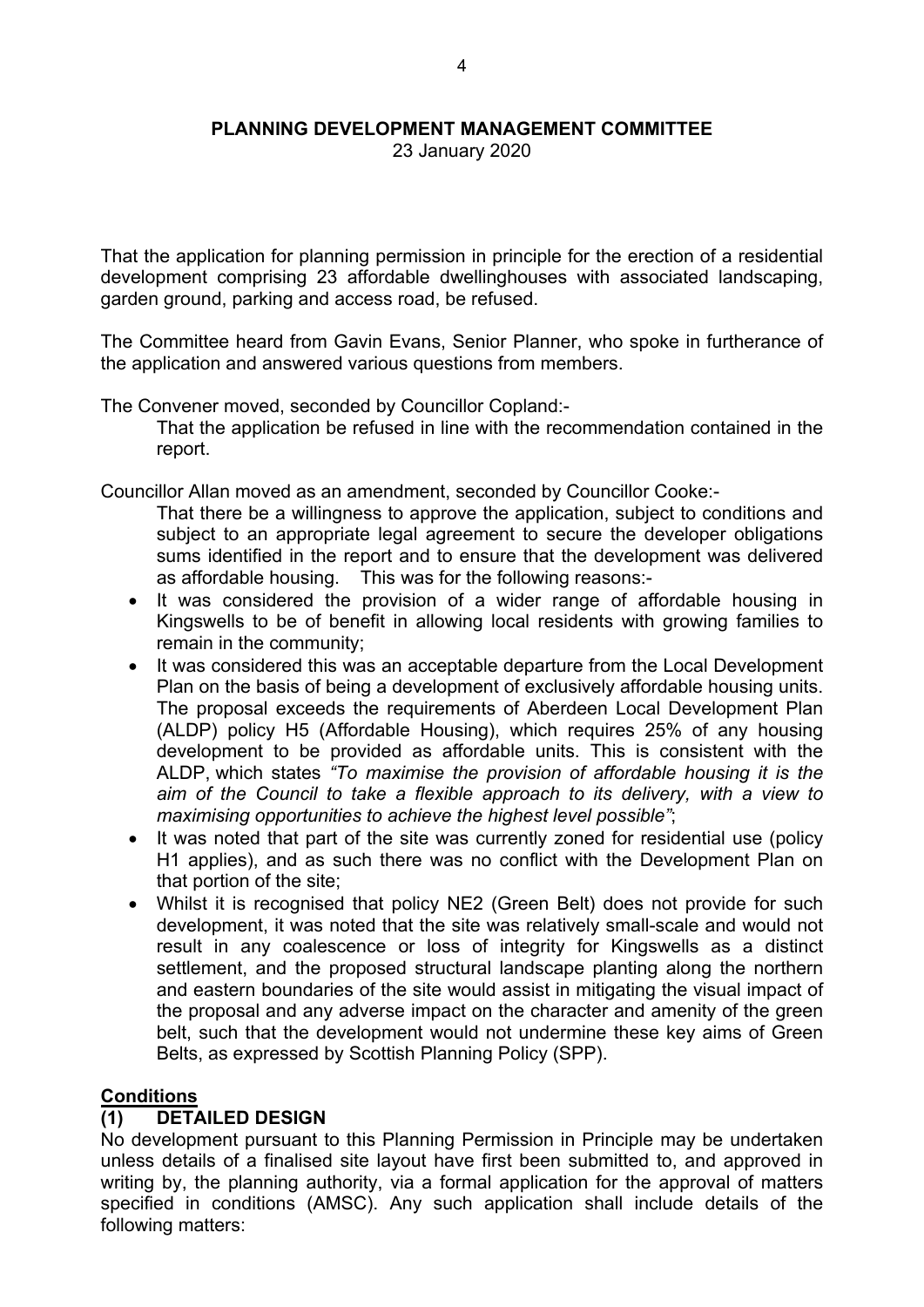**PLANNING DEVELOPMENT MANAGEMENT COMMITTEE**
23 January 2020

That the application for planning permission in principle for the erection of a residential development comprising 23 affordable dwellinghouses with associated landscaping, garden ground, parking and access road, be refused.

The Committee heard from Gavin Evans, Senior Planner, who spoke in furtherance of the application and answered various questions from members.

The Convener moved, seconded by Councillor Copland:-

> That the application be refused in line with the recommendation contained in the report.

Councillor Allan moved as an amendment, seconded by Councillor Cooke:-

> That there be a willingness to approve the application, subject to conditions and subject to an appropriate legal agreement to secure the developer obligations sums identified in the report and to ensure that the development was delivered as affordable housing. This was for the following reasons:-

- It was considered the provision of a wider range of affordable housing in Kingswells to be of benefit in allowing local residents with growing families to remain in the community;
- It was considered this was an acceptable departure from the Local Development Plan on the basis of being a development of exclusively affordable housing units. The proposal exceeds the requirements of Aberdeen Local Development Plan (ALDP) policy H5 (Affordable Housing), which requires 25% of any housing development to be provided as affordable units. This is consistent with the ALDP, which states *"To maximise the provision of affordable housing it is the aim of the Council to take a flexible approach to its delivery, with a view to maximising opportunities to achieve the highest level possible"*;
- It was noted that part of the site was currently zoned for residential use (policy H1 applies), and as such there was no conflict with the Development Plan on that portion of the site;
- Whilst it is recognised that policy NE2 (Green Belt) does not provide for such development, it was noted that the site was relatively small-scale and would not result in any coalescence or loss of integrity for Kingswells as a distinct settlement, and the proposed structural landscape planting along the northern and eastern boundaries of the site would assist in mitigating the visual impact of the proposal and any adverse impact on the character and amenity of the green belt, such that the development would not undermine these key aims of Green Belts, as expressed by Scottish Planning Policy (SPP).

## Conditions

### (1) DETAILED DESIGN

No development pursuant to this Planning Permission in Principle may be undertaken unless details of a finalised site layout have first been submitted to, and approved in writing by, the planning authority, via a formal application for the approval of matters specified in conditions (AMSC). Any such application shall include details of the following matters: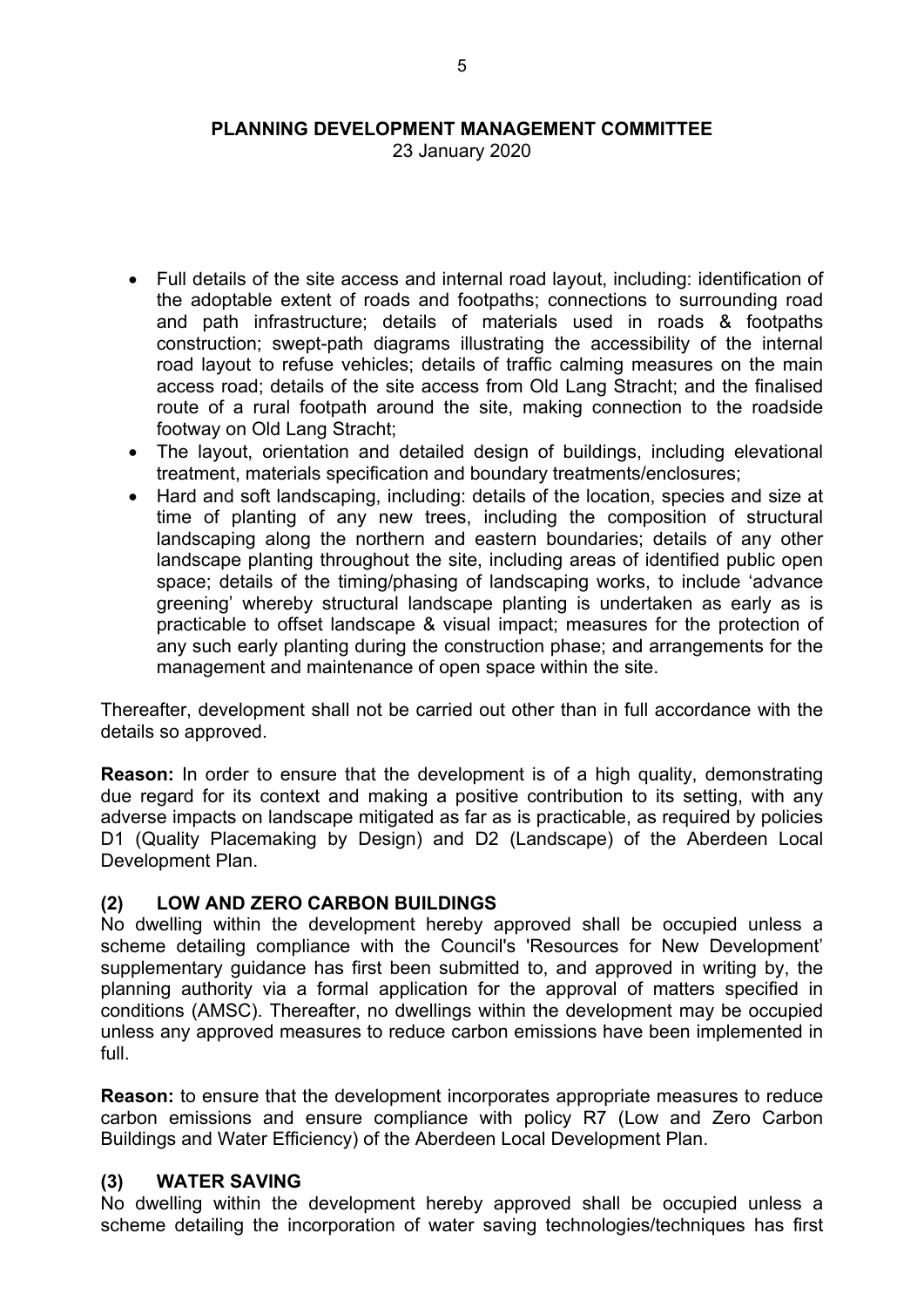- Full details of the site access and internal road layout, including: identification of the adoptable extent of roads and footpaths; connections to surrounding road and path infrastructure; details of materials used in roads & footpaths construction; swept-path diagrams illustrating the accessibility of the internal road layout to refuse vehicles; details of traffic calming measures on the main access road; details of the site access from Old Lang Stracht; and the finalised route of a rural footpath around the site, making connection to the roadside footway on Old Lang Stracht;
- The layout, orientation and detailed design of buildings, including elevational treatment, materials specification and boundary treatments/enclosures;
- Hard and soft landscaping, including: details of the location, species and size at time of planting of any new trees, including the composition of structural landscaping along the northern and eastern boundaries; details of any other landscape planting throughout the site, including areas of identified public open space; details of the timing/phasing of landscaping works, to include 'advance greening' whereby structural landscape planting is undertaken as early as is practicable to offset landscape & visual impact; measures for the protection of any such early planting during the construction phase; and arrangements for the management and maintenance of open space within the site.

Thereafter, development shall not be carried out other than in full accordance with the details so approved.

**Reason:** In order to ensure that the development is of a high quality, demonstrating due regard for its context and making a positive contribution to its setting, with any adverse impacts on landscape mitigated as far as is practicable, as required by policies D1 (Quality Placemaking by Design) and D2 (Landscape) of the Aberdeen Local Development Plan.

### (2) LOW AND ZERO CARBON BUILDINGS

No dwelling within the development hereby approved shall be occupied unless a scheme detailing compliance with the Council's 'Resources for New Development' supplementary guidance has first been submitted to, and approved in writing by, the planning authority via a formal application for the approval of matters specified in conditions (AMSC). Thereafter, no dwellings within the development may be occupied unless any approved measures to reduce carbon emissions have been implemented in full.

**Reason:** to ensure that the development incorporates appropriate measures to reduce carbon emissions and ensure compliance with policy R7 (Low and Zero Carbon Buildings and Water Efficiency) of the Aberdeen Local Development Plan.

### (3) WATER SAVING

No dwelling within the development hereby approved shall be occupied unless a scheme detailing the incorporation of water saving technologies/techniques has first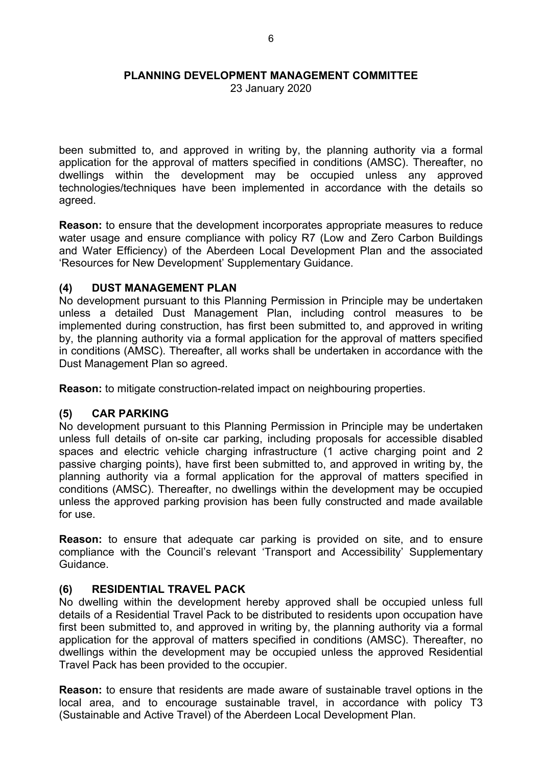been submitted to, and approved in writing by, the planning authority via a formal application for the approval of matters specified in conditions (AMSC). Thereafter, no dwellings within the development may be occupied unless any approved technologies/techniques have been implemented in accordance with the details so agreed.

**Reason:** to ensure that the development incorporates appropriate measures to reduce water usage and ensure compliance with policy R7 (Low and Zero Carbon Buildings and Water Efficiency) of the Aberdeen Local Development Plan and the associated 'Resources for New Development' Supplementary Guidance.

### (4) DUST MANAGEMENT PLAN

No development pursuant to this Planning Permission in Principle may be undertaken unless a detailed Dust Management Plan, including control measures to be implemented during construction, has first been submitted to, and approved in writing by, the planning authority via a formal application for the approval of matters specified in conditions (AMSC). Thereafter, all works shall be undertaken in accordance with the Dust Management Plan so agreed.

**Reason:** to mitigate construction-related impact on neighbouring properties.

### (5) CAR PARKING

No development pursuant to this Planning Permission in Principle may be undertaken unless full details of on-site car parking, including proposals for accessible disabled spaces and electric vehicle charging infrastructure (1 active charging point and 2 passive charging points), have first been submitted to, and approved in writing by, the planning authority via a formal application for the approval of matters specified in conditions (AMSC). Thereafter, no dwellings within the development may be occupied unless the approved parking provision has been fully constructed and made available for use.

**Reason:** to ensure that adequate car parking is provided on site, and to ensure compliance with the Council's relevant 'Transport and Accessibility' Supplementary Guidance.

### (6) RESIDENTIAL TRAVEL PACK

No dwelling within the development hereby approved shall be occupied unless full details of a Residential Travel Pack to be distributed to residents upon occupation have first been submitted to, and approved in writing by, the planning authority via a formal application for the approval of matters specified in conditions (AMSC). Thereafter, no dwellings within the development may be occupied unless the approved Residential Travel Pack has been provided to the occupier.

**Reason:** to ensure that residents are made aware of sustainable travel options in the local area, and to encourage sustainable travel, in accordance with policy T3 (Sustainable and Active Travel) of the Aberdeen Local Development Plan.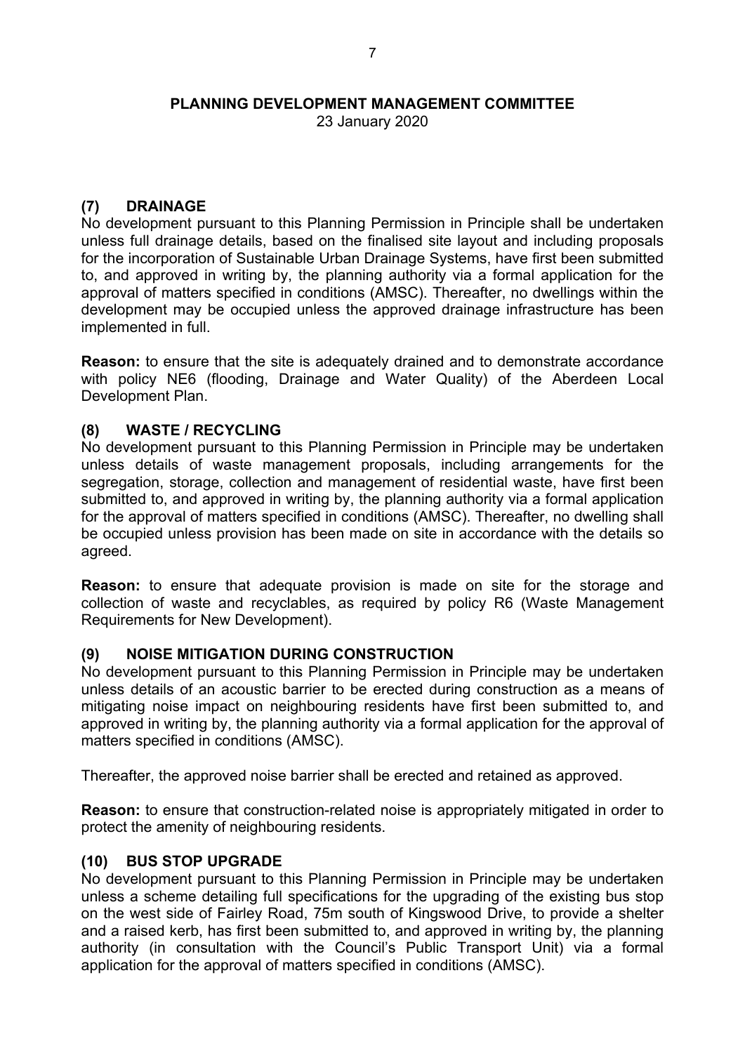## (7) DRAINAGE

No development pursuant to this Planning Permission in Principle shall be undertaken unless full drainage details, based on the finalised site layout and including proposals for the incorporation of Sustainable Urban Drainage Systems, have first been submitted to, and approved in writing by, the planning authority via a formal application for the approval of matters specified in conditions (AMSC). Thereafter, no dwellings within the development may be occupied unless the approved drainage infrastructure has been implemented in full.

**Reason:** to ensure that the site is adequately drained and to demonstrate accordance with policy NE6 (flooding, Drainage and Water Quality) of the Aberdeen Local Development Plan.

## (8) WASTE / RECYCLING

No development pursuant to this Planning Permission in Principle may be undertaken unless details of waste management proposals, including arrangements for the segregation, storage, collection and management of residential waste, have first been submitted to, and approved in writing by, the planning authority via a formal application for the approval of matters specified in conditions (AMSC). Thereafter, no dwelling shall be occupied unless provision has been made on site in accordance with the details so agreed.

**Reason:** to ensure that adequate provision is made on site for the storage and collection of waste and recyclables, as required by policy R6 (Waste Management Requirements for New Development).

## (9) NOISE MITIGATION DURING CONSTRUCTION

No development pursuant to this Planning Permission in Principle may be undertaken unless details of an acoustic barrier to be erected during construction as a means of mitigating noise impact on neighbouring residents have first been submitted to, and approved in writing by, the planning authority via a formal application for the approval of matters specified in conditions (AMSC).

Thereafter, the approved noise barrier shall be erected and retained as approved.

**Reason:** to ensure that construction-related noise is appropriately mitigated in order to protect the amenity of neighbouring residents.

## (10) BUS STOP UPGRADE

No development pursuant to this Planning Permission in Principle may be undertaken unless a scheme detailing full specifications for the upgrading of the existing bus stop on the west side of Fairley Road, 75m south of Kingswood Drive, to provide a shelter and a raised kerb, has first been submitted to, and approved in writing by, the planning authority (in consultation with the Council's Public Transport Unit) via a formal application for the approval of matters specified in conditions (AMSC).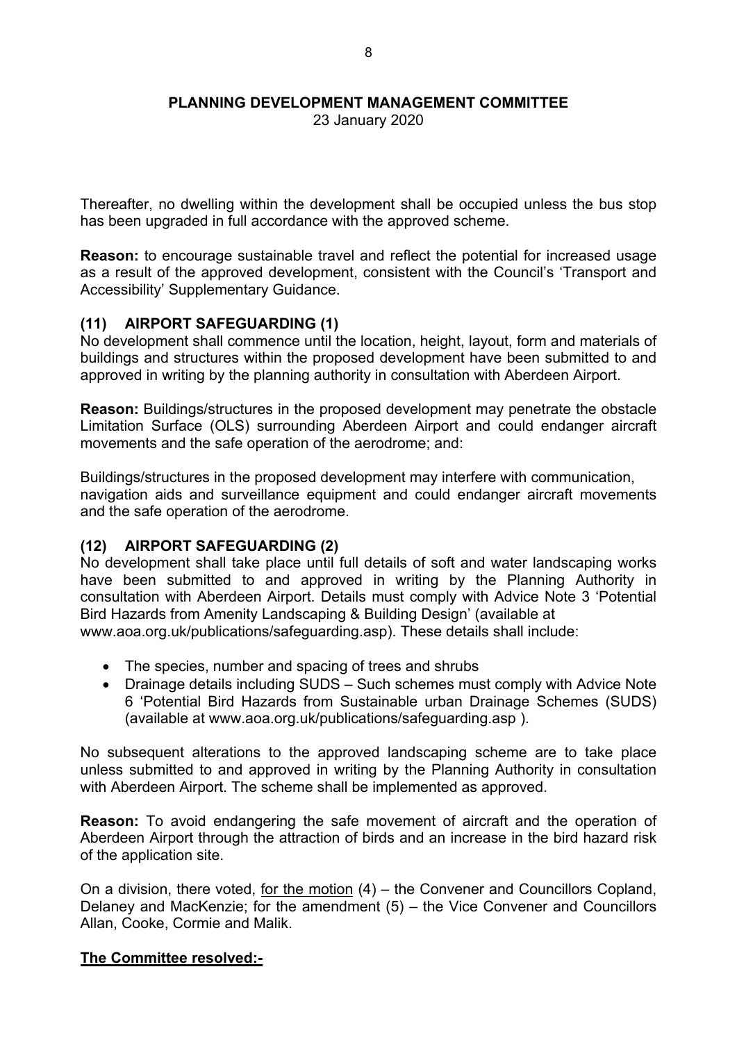Thereafter, no dwelling within the development shall be occupied unless the bus stop has been upgraded in full accordance with the approved scheme.

**Reason:** to encourage sustainable travel and reflect the potential for increased usage as a result of the approved development, consistent with the Council's 'Transport and Accessibility' Supplementary Guidance.

### (11) AIRPORT SAFEGUARDING (1)

No development shall commence until the location, height, layout, form and materials of buildings and structures within the proposed development have been submitted to and approved in writing by the planning authority in consultation with Aberdeen Airport.

**Reason:** Buildings/structures in the proposed development may penetrate the obstacle Limitation Surface (OLS) surrounding Aberdeen Airport and could endanger aircraft movements and the safe operation of the aerodrome; and:

Buildings/structures in the proposed development may interfere with communication, navigation aids and surveillance equipment and could endanger aircraft movements and the safe operation of the aerodrome.

### (12) AIRPORT SAFEGUARDING (2)

No development shall take place until full details of soft and water landscaping works have been submitted to and approved in writing by the Planning Authority in consultation with Aberdeen Airport. Details must comply with Advice Note 3 'Potential Bird Hazards from Amenity Landscaping & Building Design' (available at www.aoa.org.uk/publications/safeguarding.asp). These details shall include:

- The species, number and spacing of trees and shrubs
- Drainage details including SUDS – Such schemes must comply with Advice Note 6 'Potential Bird Hazards from Sustainable urban Drainage Schemes (SUDS) (available at www.aoa.org.uk/publications/safeguarding.asp ).

No subsequent alterations to the approved landscaping scheme are to take place unless submitted to and approved in writing by the Planning Authority in consultation with Aberdeen Airport. The scheme shall be implemented as approved.

**Reason:** To avoid endangering the safe movement of aircraft and the operation of Aberdeen Airport through the attraction of birds and an increase in the bird hazard risk of the application site.

On a division, there voted, for the motion (4) – the Convener and Councillors Copland, Delaney and MacKenzie; for the amendment (5) – the Vice Convener and Councillors Allan, Cooke, Cormie and Malik.

**The Committee resolved:-**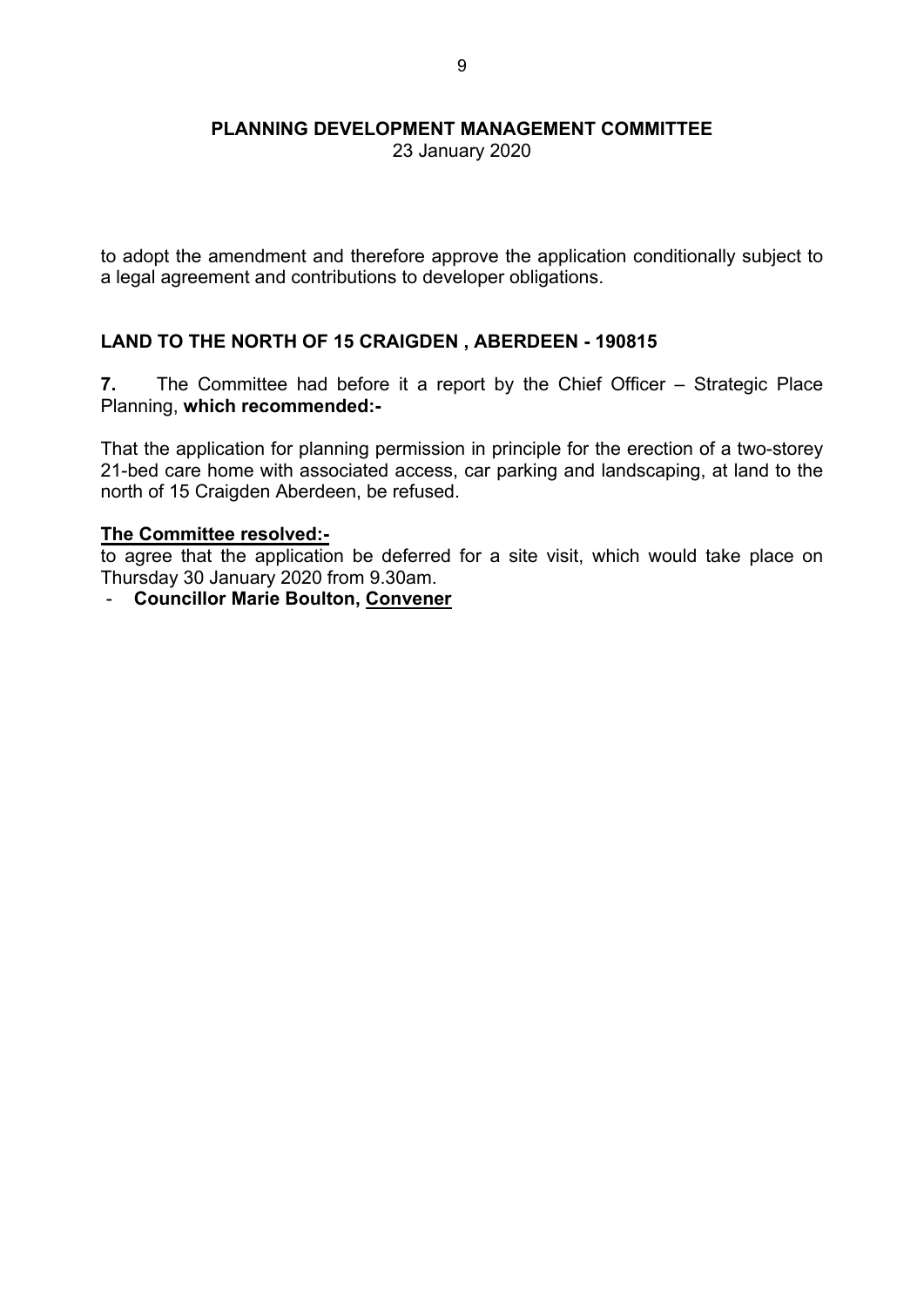to adopt the amendment and therefore approve the application conditionally subject to a legal agreement and contributions to developer obligations.

## LAND TO THE NORTH OF 15 CRAIGDEN , ABERDEEN - 190815

**7.** The Committee had before it a report by the Chief Officer – Strategic Place Planning, **which recommended:-**

That the application for planning permission in principle for the erection of a two-storey 21-bed care home with associated access, car parking and landscaping, at land to the north of 15 Craigden Aberdeen, be refused.

**The Committee resolved:-**
to agree that the application be deferred for a site visit, which would take place on Thursday 30 January 2020 from 9.30am.

- **Councillor Marie Boulton, Convener**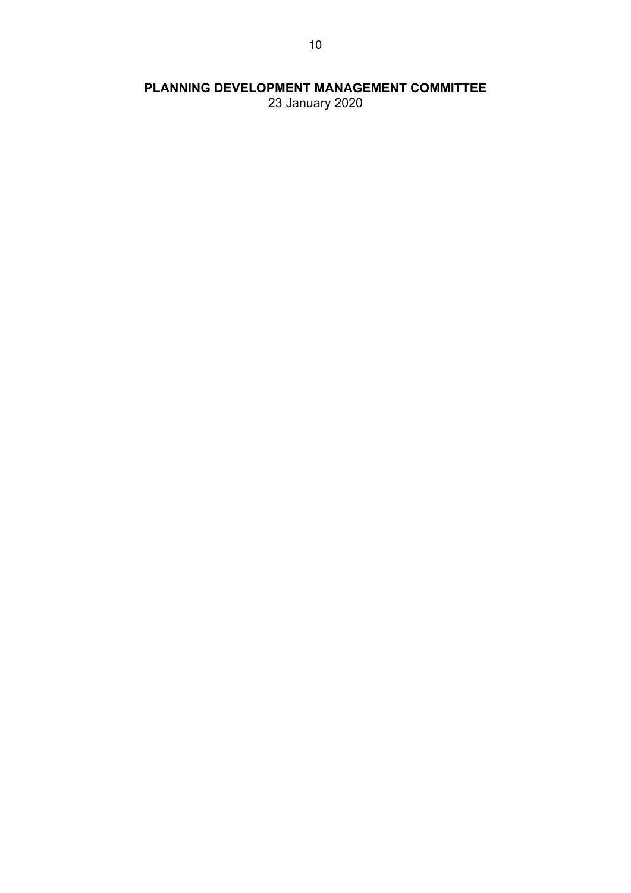**PLANNING DEVELOPMENT MANAGEMENT COMMITTEE**
23 January 2020